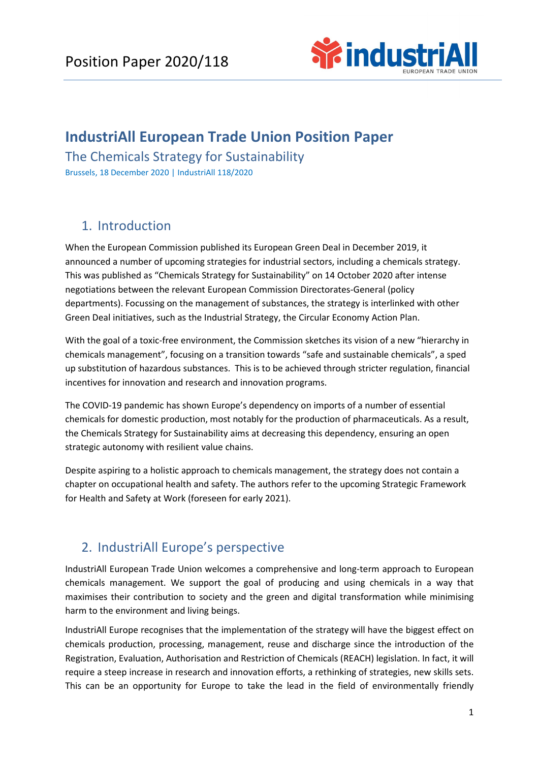# IndustriAll European Trade Union Position Paper

## The Chemicals Strategy for Sustainability

Brussels, 18 December 2020 | IndustriAll 118/2020

## 1. Introduction

When the European Commission published its European Green Deal in December 2019, it announced a number of upcoming strategies for industrial sectors, including a chemicals strategy. This was published as "Chemicals Strategy for Sustainability" on 14 October 2020 after intense negotiations between the relevant European Commission Directorates-General (policy departments). Focussing on the management of substances, the strategy is interlinked with other Green Deal initiatives, such as the Industrial Strategy, the Circular Economy Action Plan.

With the goal of a toxic-free environment, the Commission sketches its vision of a new "hierarchy in chemicals management", focusing on a transition towards "safe and sustainable chemicals", a sped up substitution of hazardous substances. This is to be achieved through stricter regulation, financial incentives for innovation and research and innovation programs.

The COVID-19 pandemic has shown Europe's dependency on imports of a number of essential chemicals for domestic production, most notably for the production of pharmaceuticals. As a result, the Chemicals Strategy for Sustainability aims at decreasing this dependency, ensuring an open strategic autonomy with resilient value chains.

Despite aspiring to a holistic approach to chemicals management, the strategy does not contain a chapter on occupational health and safety. The authors refer to the upcoming Strategic Framework for Health and Safety at Work (foreseen for early 2021).

## 2. IndustriAll Europe's perspective

IndustriAll European Trade Union welcomes a comprehensive and long-term approach to European chemicals management. We support the goal of producing and using chemicals in a way that maximises their contribution to society and the green and digital transformation while minimising harm to the environment and living beings.

IndustriAll Europe recognises that the implementation of the strategy will have the biggest effect on chemicals production, processing, management, reuse and discharge since the introduction of the Registration, Evaluation, Authorisation and Restriction of Chemicals (REACH) legislation. In fact, it will require a steep increase in research and innovation efforts, a rethinking of strategies, new skills sets. This can be an opportunity for Europe to take the lead in the field of environmentally friendly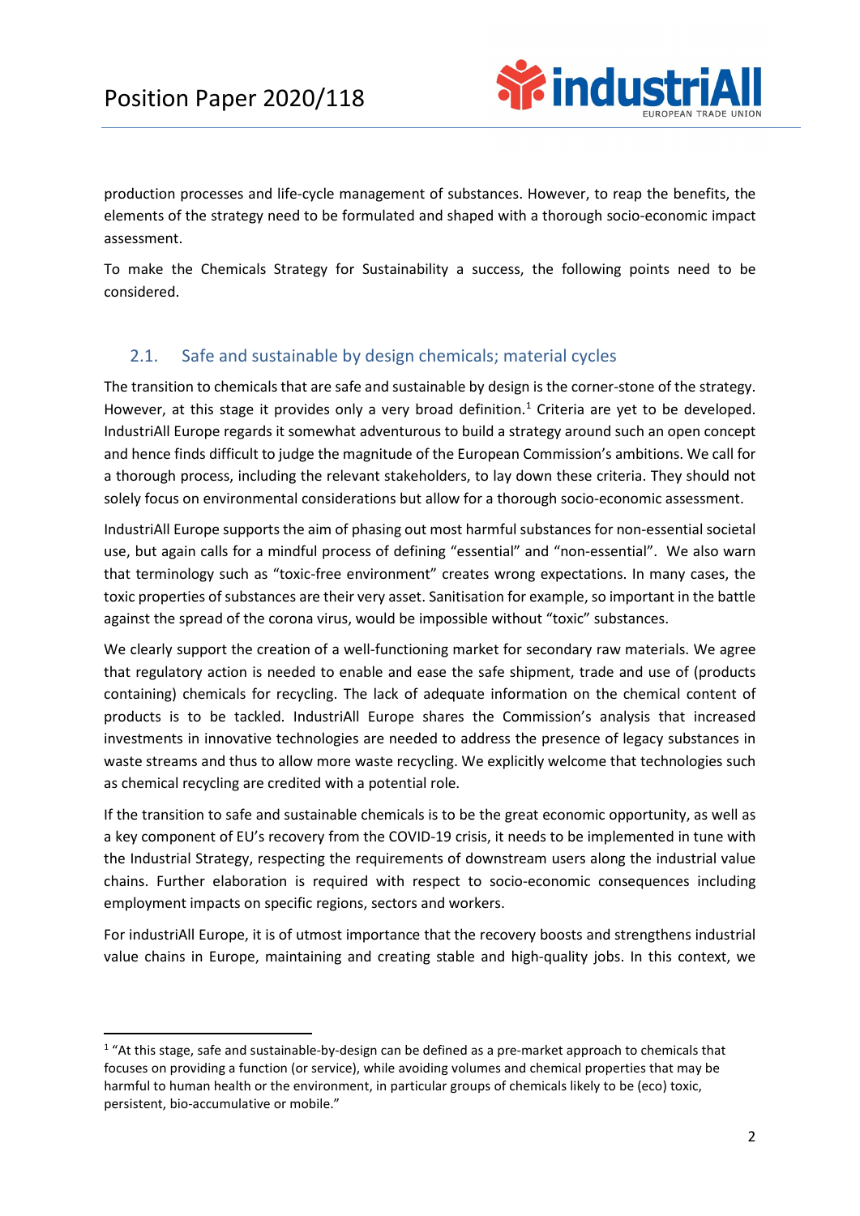production processes and life-cycle management of substances. However, to reap the benefits, the elements of the strategy need to be formulated and shaped with a thorough socio-economic impact assessment.

To make the Chemicals Strategy for Sustainability a success, the following points need to be considered.

## 2.1. Safe and sustainable by design chemicals; material cycles

The transition to chemicals that are safe and sustainable by design is the corner-stone of the strategy. However, at this stage it provides only a very broad definition.[1] Criteria are yet to be developed. IndustriAll Europe regards it somewhat adventurous to build a strategy around such an open concept and hence finds difficult to judge the magnitude of the European Commission's ambitions. We call for a thorough process, including the relevant stakeholders, to lay down these criteria. They should not solely focus on environmental considerations but allow for a thorough socio-economic assessment.

IndustriAll Europe supports the aim of phasing out most harmful substances for non-essential societal use, but again calls for a mindful process of defining "essential" and "non-essential". We also warn that terminology such as "toxic-free environment" creates wrong expectations. In many cases, the toxic properties of substances are their very asset. Sanitisation for example, so important in the battle against the spread of the corona virus, would be impossible without "toxic" substances.

We clearly support the creation of a well-functioning market for secondary raw materials. We agree that regulatory action is needed to enable and ease the safe shipment, trade and use of (products containing) chemicals for recycling. The lack of adequate information on the chemical content of products is to be tackled. IndustriAll Europe shares the Commission's analysis that increased investments in innovative technologies are needed to address the presence of legacy substances in waste streams and thus to allow more waste recycling. We explicitly welcome that technologies such as chemical recycling are credited with a potential role.

If the transition to safe and sustainable chemicals is to be the great economic opportunity, as well as a key component of EU's recovery from the COVID-19 crisis, it needs to be implemented in tune with the Industrial Strategy, respecting the requirements of downstream users along the industrial value chains. Further elaboration is required with respect to socio-economic consequences including employment impacts on specific regions, sectors and workers.

For industriAll Europe, it is of utmost importance that the recovery boosts and strengthens industrial value chains in Europe, maintaining and creating stable and high-quality jobs. In this context, we

[1] "At this stage, safe and sustainable-by-design can be defined as a pre-market approach to chemicals that focuses on providing a function (or service), while avoiding volumes and chemical properties that may be harmful to human health or the environment, in particular groups of chemicals likely to be (eco) toxic, persistent, bio-accumulative or mobile."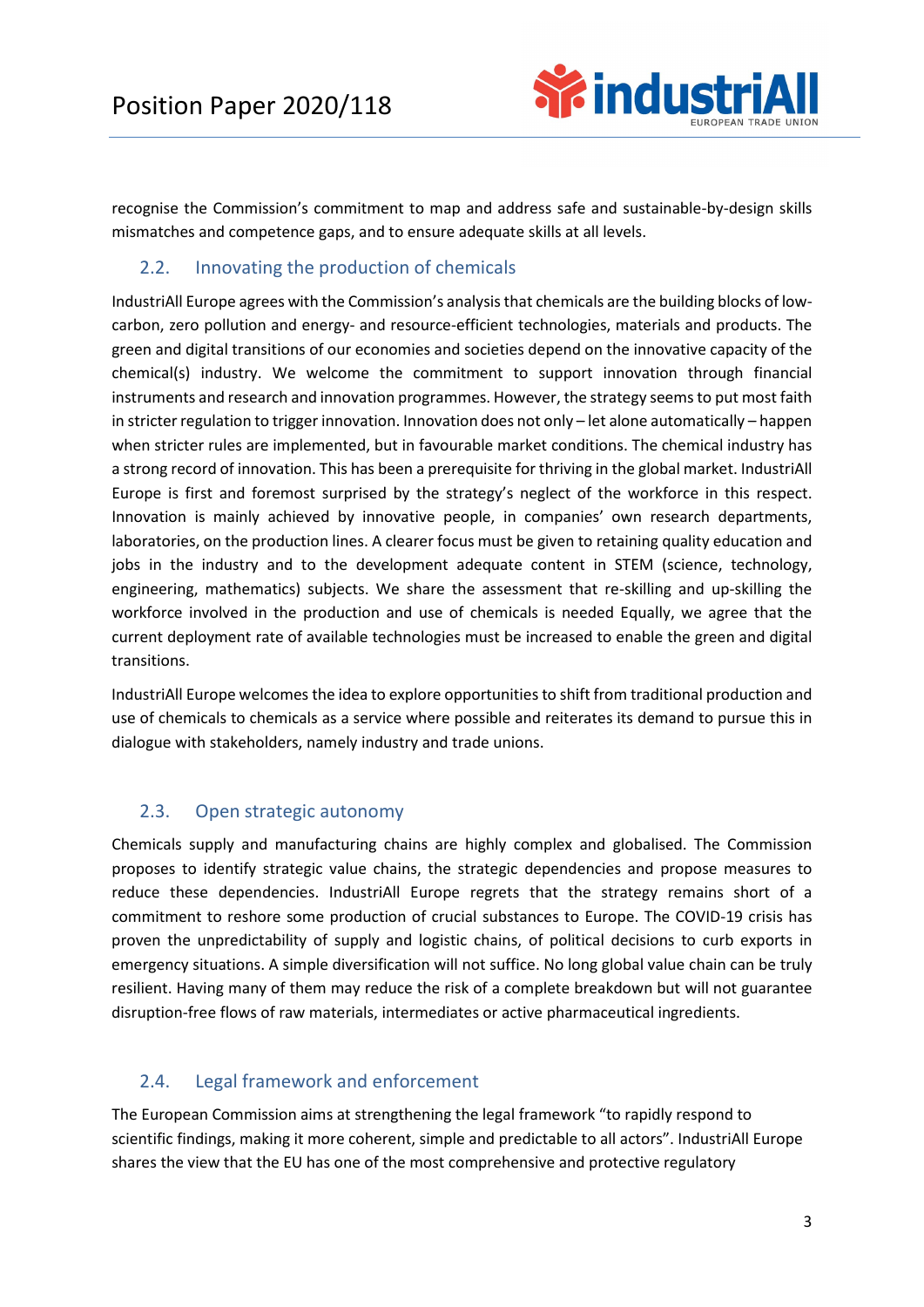recognise the Commission's commitment to map and address safe and sustainable-by-design skills mismatches and competence gaps, and to ensure adequate skills at all levels.

## 2.2. Innovating the production of chemicals

IndustriAll Europe agrees with the Commission's analysis that chemicals are the building blocks of low-carbon, zero pollution and energy- and resource-efficient technologies, materials and products. The green and digital transitions of our economies and societies depend on the innovative capacity of the chemical(s) industry. We welcome the commitment to support innovation through financial instruments and research and innovation programmes. However, the strategy seems to put most faith in stricter regulation to trigger innovation. Innovation does not only – let alone automatically – happen when stricter rules are implemented, but in favourable market conditions. The chemical industry has a strong record of innovation. This has been a prerequisite for thriving in the global market. IndustriAll Europe is first and foremost surprised by the strategy's neglect of the workforce in this respect. Innovation is mainly achieved by innovative people, in companies' own research departments, laboratories, on the production lines. A clearer focus must be given to retaining quality education and jobs in the industry and to the development adequate content in STEM (science, technology, engineering, mathematics) subjects. We share the assessment that re-skilling and up-skilling the workforce involved in the production and use of chemicals is needed Equally, we agree that the current deployment rate of available technologies must be increased to enable the green and digital transitions.

IndustriAll Europe welcomes the idea to explore opportunities to shift from traditional production and use of chemicals to chemicals as a service where possible and reiterates its demand to pursue this in dialogue with stakeholders, namely industry and trade unions.

## 2.3. Open strategic autonomy

Chemicals supply and manufacturing chains are highly complex and globalised. The Commission proposes to identify strategic value chains, the strategic dependencies and propose measures to reduce these dependencies. IndustriAll Europe regrets that the strategy remains short of a commitment to reshore some production of crucial substances to Europe. The COVID-19 crisis has proven the unpredictability of supply and logistic chains, of political decisions to curb exports in emergency situations. A simple diversification will not suffice. No long global value chain can be truly resilient. Having many of them may reduce the risk of a complete breakdown but will not guarantee disruption-free flows of raw materials, intermediates or active pharmaceutical ingredients.

## 2.4. Legal framework and enforcement

The European Commission aims at strengthening the legal framework "to rapidly respond to scientific findings, making it more coherent, simple and predictable to all actors". IndustriAll Europe shares the view that the EU has one of the most comprehensive and protective regulatory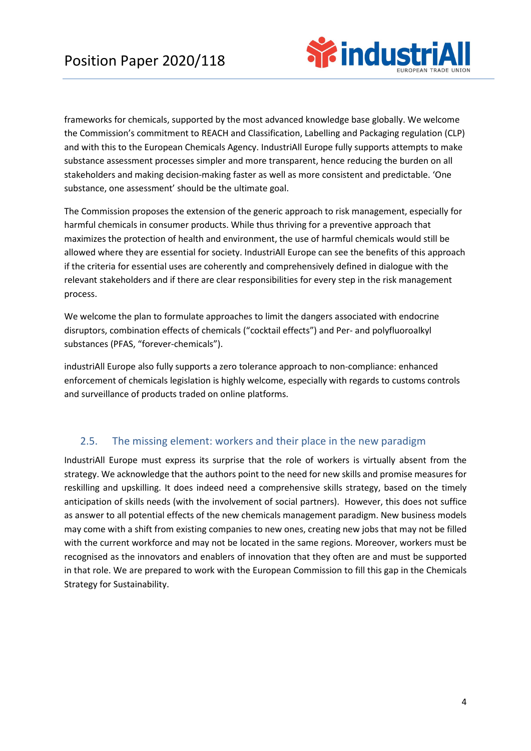frameworks for chemicals, supported by the most advanced knowledge base globally. We welcome the Commission's commitment to REACH and Classification, Labelling and Packaging regulation (CLP) and with this to the European Chemicals Agency. IndustriAll Europe fully supports attempts to make substance assessment processes simpler and more transparent, hence reducing the burden on all stakeholders and making decision-making faster as well as more consistent and predictable. 'One substance, one assessment' should be the ultimate goal.

The Commission proposes the extension of the generic approach to risk management, especially for harmful chemicals in consumer products. While thus thriving for a preventive approach that maximizes the protection of health and environment, the use of harmful chemicals would still be allowed where they are essential for society. IndustriAll Europe can see the benefits of this approach if the criteria for essential uses are coherently and comprehensively defined in dialogue with the relevant stakeholders and if there are clear responsibilities for every step in the risk management process.

We welcome the plan to formulate approaches to limit the dangers associated with endocrine disruptors, combination effects of chemicals ("cocktail effects") and Per- and polyfluoroalkyl substances (PFAS, "forever-chemicals").

industriAll Europe also fully supports a zero tolerance approach to non-compliance: enhanced enforcement of chemicals legislation is highly welcome, especially with regards to customs controls and surveillance of products traded on online platforms.

## 2.5. The missing element: workers and their place in the new paradigm

IndustriAll Europe must express its surprise that the role of workers is virtually absent from the strategy. We acknowledge that the authors point to the need for new skills and promise measures for reskilling and upskilling. It does indeed need a comprehensive skills strategy, based on the timely anticipation of skills needs (with the involvement of social partners). However, this does not suffice as answer to all potential effects of the new chemicals management paradigm. New business models may come with a shift from existing companies to new ones, creating new jobs that may not be filled with the current workforce and may not be located in the same regions. Moreover, workers must be recognised as the innovators and enablers of innovation that they often are and must be supported in that role. We are prepared to work with the European Commission to fill this gap in the Chemicals Strategy for Sustainability.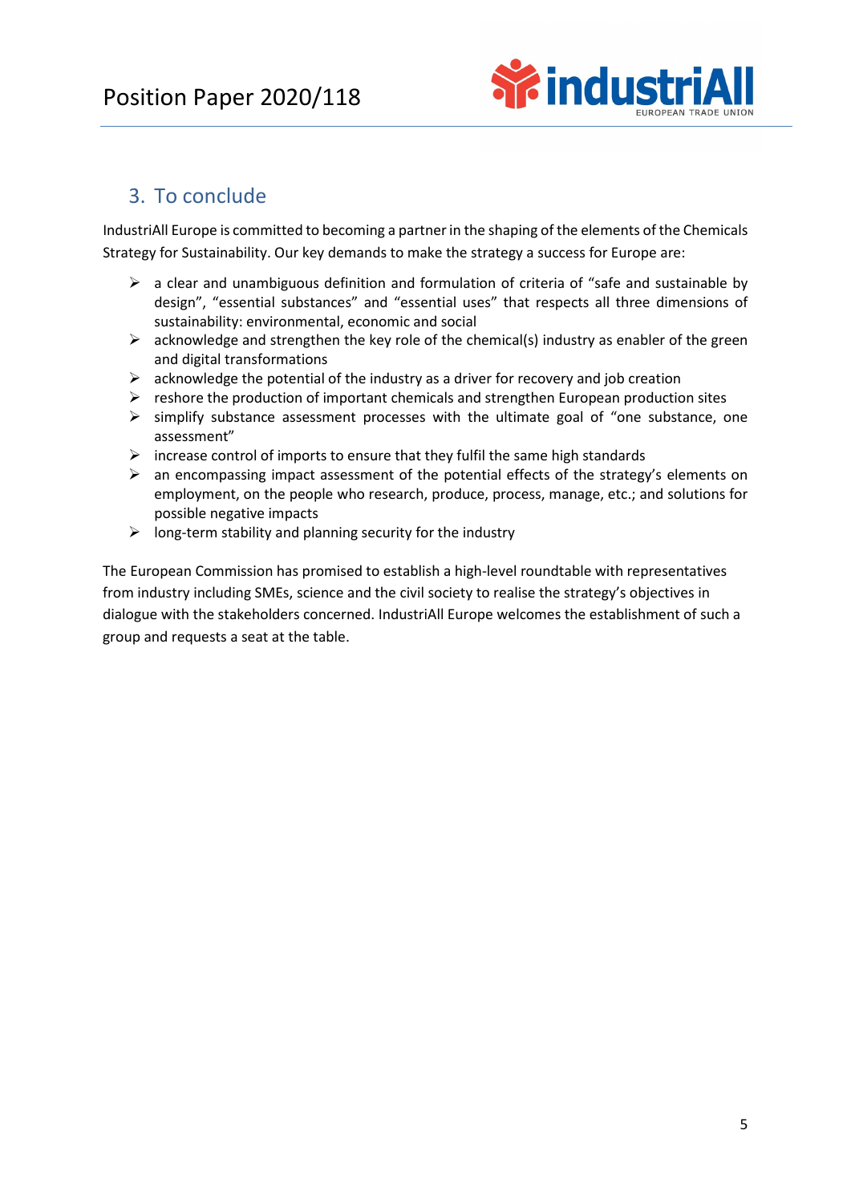## 3. To conclude

IndustriAll Europe is committed to becoming a partner in the shaping of the elements of the Chemicals Strategy for Sustainability. Our key demands to make the strategy a success for Europe are:

- a clear and unambiguous definition and formulation of criteria of "safe and sustainable by design", "essential substances" and "essential uses" that respects all three dimensions of sustainability: environmental, economic and social
- acknowledge and strengthen the key role of the chemical(s) industry as enabler of the green and digital transformations
- acknowledge the potential of the industry as a driver for recovery and job creation
- reshore the production of important chemicals and strengthen European production sites
- simplify substance assessment processes with the ultimate goal of "one substance, one assessment"
- increase control of imports to ensure that they fulfil the same high standards
- an encompassing impact assessment of the potential effects of the strategy's elements on employment, on the people who research, produce, process, manage, etc.; and solutions for possible negative impacts
- long-term stability and planning security for the industry

The European Commission has promised to establish a high-level roundtable with representatives from industry including SMEs, science and the civil society to realise the strategy's objectives in dialogue with the stakeholders concerned. IndustriAll Europe welcomes the establishment of such a group and requests a seat at the table.